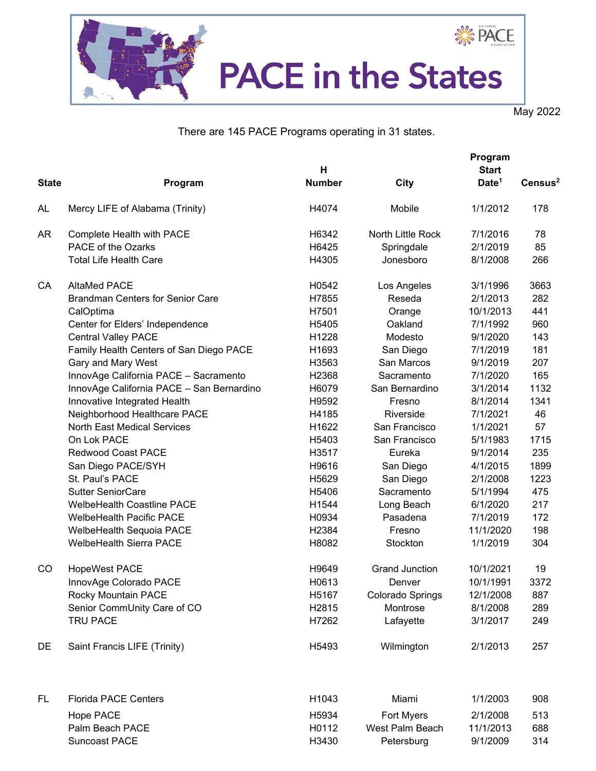# PACE in the States

May 2022

There are 145 PACE Programs operating in 31 states.

| State | Program | H Number | City | Program Start Date[1] | Census[2] |
|---|---|---|---|---|---|
| AL | Mercy LIFE of Alabama (Trinity) | H4074 | Mobile | 1/1/2012 | 178 |
| AR | Complete Health with PACE | H6342 | North Little Rock | 7/1/2016 | 78 |
| | PACE of the Ozarks | H6425 | Springdale | 2/1/2019 | 85 |
| | Total Life Health Care | H4305 | Jonesboro | 8/1/2008 | 266 |
| CA | AltaMed PACE | H0542 | Los Angeles | 3/1/1996 | 3663 |
| | Brandman Centers for Senior Care | H7855 | Reseda | 2/1/2013 | 282 |
| | CalOptima | H7501 | Orange | 10/1/2013 | 441 |
| | Center for Elders' Independence | H5405 | Oakland | 7/1/1992 | 960 |
| | Central Valley PACE | H1228 | Modesto | 9/1/2020 | 143 |
| | Family Health Centers of San Diego PACE | H1693 | San Diego | 7/1/2019 | 181 |
| | Gary and Mary West | H3563 | San Marcos | 9/1/2019 | 207 |
| | InnovAge California PACE – Sacramento | H2368 | Sacramento | 7/1/2020 | 165 |
| | InnovAge California PACE – San Bernardino | H6079 | San Bernardino | 3/1/2014 | 1132 |
| | Innovative Integrated Health | H9592 | Fresno | 8/1/2014 | 1341 |
| | Neighborhood Healthcare PACE | H4185 | Riverside | 7/1/2021 | 46 |
| | North East Medical Services | H1622 | San Francisco | 1/1/2021 | 57 |
| | On Lok PACE | H5403 | San Francisco | 5/1/1983 | 1715 |
| | Redwood Coast PACE | H3517 | Eureka | 9/1/2014 | 235 |
| | San Diego PACE/SYH | H9616 | San Diego | 4/1/2015 | 1899 |
| | St. Paul's PACE | H5629 | San Diego | 2/1/2008 | 1223 |
| | Sutter SeniorCare | H5406 | Sacramento | 5/1/1994 | 475 |
| | WelbeHealth Coastline PACE | H1544 | Long Beach | 6/1/2020 | 217 |
| | WelbeHealth Pacific PACE | H0934 | Pasadena | 7/1/2019 | 172 |
| | WelbeHealth Sequoia PACE | H2384 | Fresno | 11/1/2020 | 198 |
| | WelbeHealth Sierra PACE | H8082 | Stockton | 1/1/2019 | 304 |
| CO | HopeWest PACE | H9649 | Grand Junction | 10/1/2021 | 19 |
| | InnovAge Colorado PACE | H0613 | Denver | 10/1/1991 | 3372 |
| | Rocky Mountain PACE | H5167 | Colorado Springs | 12/1/2008 | 887 |
| | Senior CommUnity Care of CO | H2815 | Montrose | 8/1/2008 | 289 |
| | TRU PACE | H7262 | Lafayette | 3/1/2017 | 249 |
| DE | Saint Francis LIFE (Trinity) | H5493 | Wilmington | 2/1/2013 | 257 |
| FL | Florida PACE Centers | H1043 | Miami | 1/1/2003 | 908 |
| | Hope PACE | H5934 | Fort Myers | 2/1/2008 | 513 |
| | Palm Beach PACE | H0112 | West Palm Beach | 11/1/2013 | 688 |
| | Suncoast PACE | H3430 | Petersburg | 9/1/2009 | 314 |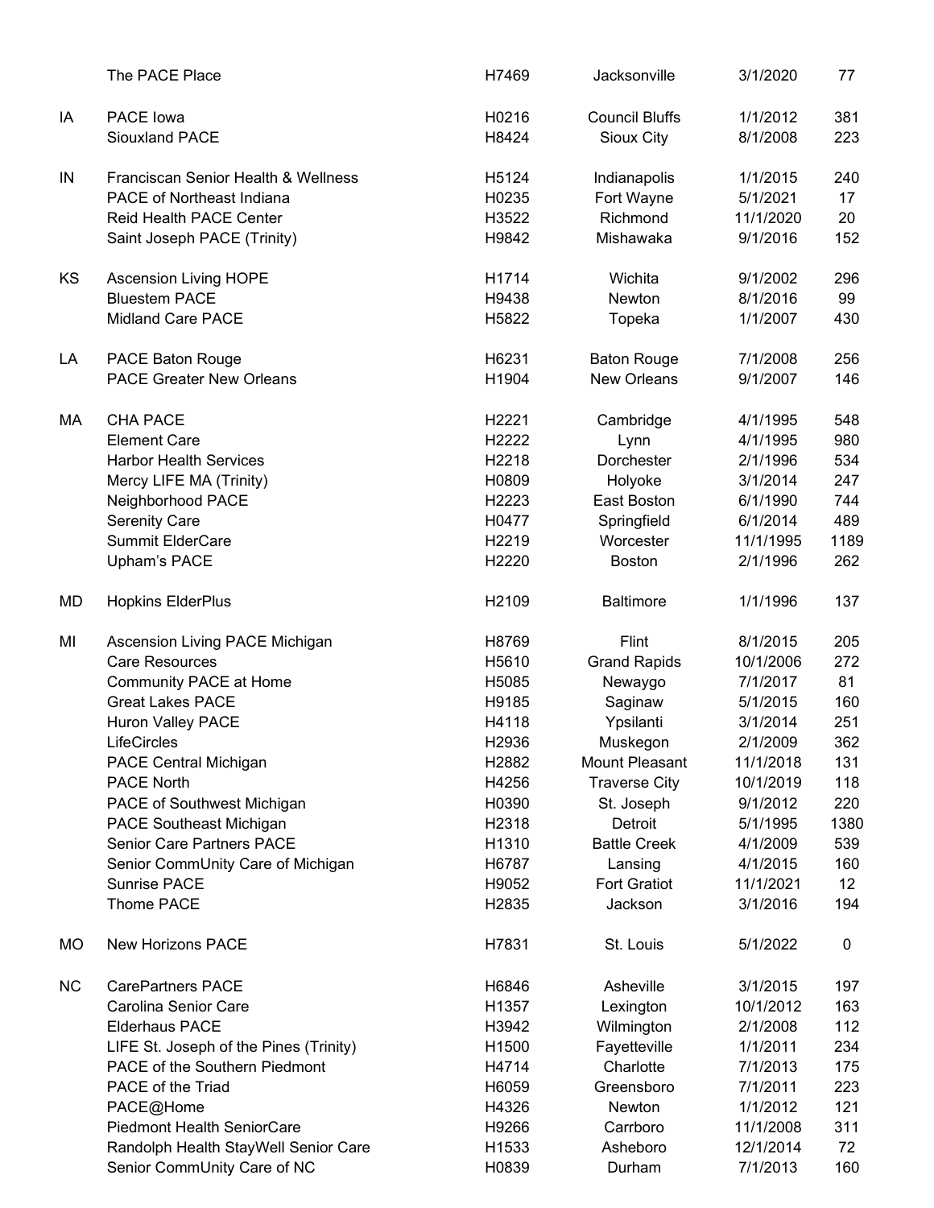| | | | | | |
|---|---|---|---|---|---|
| | The PACE Place | H7469 | Jacksonville | 3/1/2020 | 77 |
| IA | PACE Iowa | H0216 | Council Bluffs | 1/1/2012 | 381 |
| | Siouxland PACE | H8424 | Sioux City | 8/1/2008 | 223 |
| IN | Franciscan Senior Health & Wellness | H5124 | Indianapolis | 1/1/2015 | 240 |
| | PACE of Northeast Indiana | H0235 | Fort Wayne | 5/1/2021 | 17 |
| | Reid Health PACE Center | H3522 | Richmond | 11/1/2020 | 20 |
| | Saint Joseph PACE (Trinity) | H9842 | Mishawaka | 9/1/2016 | 152 |
| KS | Ascension Living HOPE | H1714 | Wichita | 9/1/2002 | 296 |
| | Bluestem PACE | H9438 | Newton | 8/1/2016 | 99 |
| | Midland Care PACE | H5822 | Topeka | 1/1/2007 | 430 |
| LA | PACE Baton Rouge | H6231 | Baton Rouge | 7/1/2008 | 256 |
| | PACE Greater New Orleans | H1904 | New Orleans | 9/1/2007 | 146 |
| MA | CHA PACE | H2221 | Cambridge | 4/1/1995 | 548 |
| | Element Care | H2222 | Lynn | 4/1/1995 | 980 |
| | Harbor Health Services | H2218 | Dorchester | 2/1/1996 | 534 |
| | Mercy LIFE MA (Trinity) | H0809 | Holyoke | 3/1/2014 | 247 |
| | Neighborhood PACE | H2223 | East Boston | 6/1/1990 | 744 |
| | Serenity Care | H0477 | Springfield | 6/1/2014 | 489 |
| | Summit ElderCare | H2219 | Worcester | 11/1/1995 | 1189 |
| | Upham's PACE | H2220 | Boston | 2/1/1996 | 262 |
| MD | Hopkins ElderPlus | H2109 | Baltimore | 1/1/1996 | 137 |
| MI | Ascension Living PACE Michigan | H8769 | Flint | 8/1/2015 | 205 |
| | Care Resources | H5610 | Grand Rapids | 10/1/2006 | 272 |
| | Community PACE at Home | H5085 | Newaygo | 7/1/2017 | 81 |
| | Great Lakes PACE | H9185 | Saginaw | 5/1/2015 | 160 |
| | Huron Valley PACE | H4118 | Ypsilanti | 3/1/2014 | 251 |
| | LifeCircles | H2936 | Muskegon | 2/1/2009 | 362 |
| | PACE Central Michigan | H2882 | Mount Pleasant | 11/1/2018 | 131 |
| | PACE North | H4256 | Traverse City | 10/1/2019 | 118 |
| | PACE of Southwest Michigan | H0390 | St. Joseph | 9/1/2012 | 220 |
| | PACE Southeast Michigan | H2318 | Detroit | 5/1/1995 | 1380 |
| | Senior Care Partners PACE | H1310 | Battle Creek | 4/1/2009 | 539 |
| | Senior CommUnity Care of Michigan | H6787 | Lansing | 4/1/2015 | 160 |
| | Sunrise PACE | H9052 | Fort Gratiot | 11/1/2021 | 12 |
| | Thome PACE | H2835 | Jackson | 3/1/2016 | 194 |
| MO | New Horizons PACE | H7831 | St. Louis | 5/1/2022 | 0 |
| NC | CarePartners PACE | H6846 | Asheville | 3/1/2015 | 197 |
| | Carolina Senior Care | H1357 | Lexington | 10/1/2012 | 163 |
| | Elderhaus PACE | H3942 | Wilmington | 2/1/2008 | 112 |
| | LIFE St. Joseph of the Pines (Trinity) | H1500 | Fayetteville | 1/1/2011 | 234 |
| | PACE of the Southern Piedmont | H4714 | Charlotte | 7/1/2013 | 175 |
| | PACE of the Triad | H6059 | Greensboro | 7/1/2011 | 223 |
| | PACE@Home | H4326 | Newton | 1/1/2012 | 121 |
| | Piedmont Health SeniorCare | H9266 | Carrboro | 11/1/2008 | 311 |
| | Randolph Health StayWell Senior Care | H1533 | Asheboro | 12/1/2014 | 72 |
| | Senior CommUnity Care of NC | H0839 | Durham | 7/1/2013 | 160 |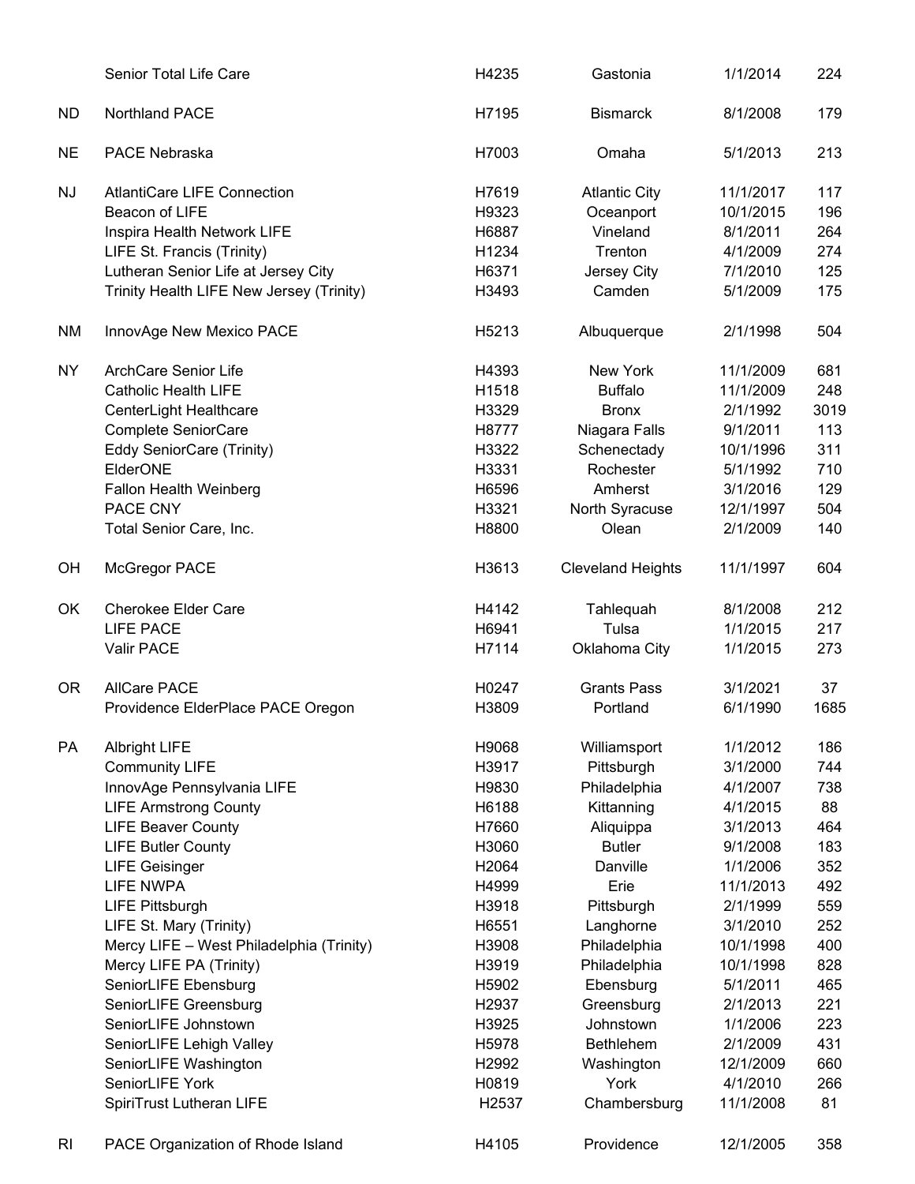|  |  |  |  |  |  |
|---|---|---|---|---|---|
|  | Senior Total Life Care | H4235 | Gastonia | 1/1/2014 | 224 |
| ND | Northland PACE | H7195 | Bismarck | 8/1/2008 | 179 |
| NE | PACE Nebraska | H7003 | Omaha | 5/1/2013 | 213 |
| NJ | AtlantiCare LIFE Connection | H7619 | Atlantic City | 11/1/2017 | 117 |
|  | Beacon of LIFE | H9323 | Oceanport | 10/1/2015 | 196 |
|  | Inspira Health Network LIFE | H6887 | Vineland | 8/1/2011 | 264 |
|  | LIFE St. Francis (Trinity) | H1234 | Trenton | 4/1/2009 | 274 |
|  | Lutheran Senior Life at Jersey City | H6371 | Jersey City | 7/1/2010 | 125 |
|  | Trinity Health LIFE New Jersey (Trinity) | H3493 | Camden | 5/1/2009 | 175 |
| NM | InnovAge New Mexico PACE | H5213 | Albuquerque | 2/1/1998 | 504 |
| NY | ArchCare Senior Life | H4393 | New York | 11/1/2009 | 681 |
|  | Catholic Health LIFE | H1518 | Buffalo | 11/1/2009 | 248 |
|  | CenterLight Healthcare | H3329 | Bronx | 2/1/1992 | 3019 |
|  | Complete SeniorCare | H8777 | Niagara Falls | 9/1/2011 | 113 |
|  | Eddy SeniorCare (Trinity) | H3322 | Schenectady | 10/1/1996 | 311 |
|  | ElderONE | H3331 | Rochester | 5/1/1992 | 710 |
|  | Fallon Health Weinberg | H6596 | Amherst | 3/1/2016 | 129 |
|  | PACE CNY | H3321 | North Syracuse | 12/1/1997 | 504 |
|  | Total Senior Care, Inc. | H8800 | Olean | 2/1/2009 | 140 |
| OH | McGregor PACE | H3613 | Cleveland Heights | 11/1/1997 | 604 |
| OK | Cherokee Elder Care | H4142 | Tahlequah | 8/1/2008 | 212 |
|  | LIFE PACE | H6941 | Tulsa | 1/1/2015 | 217 |
|  | Valir PACE | H7114 | Oklahoma City | 1/1/2015 | 273 |
| OR | AllCare PACE | H0247 | Grants Pass | 3/1/2021 | 37 |
|  | Providence ElderPlace PACE Oregon | H3809 | Portland | 6/1/1990 | 1685 |
| PA | Albright LIFE | H9068 | Williamsport | 1/1/2012 | 186 |
|  | Community LIFE | H3917 | Pittsburgh | 3/1/2000 | 744 |
|  | InnovAge Pennsylvania LIFE | H9830 | Philadelphia | 4/1/2007 | 738 |
|  | LIFE Armstrong County | H6188 | Kittanning | 4/1/2015 | 88 |
|  | LIFE Beaver County | H7660 | Aliquippa | 3/1/2013 | 464 |
|  | LIFE Butler County | H3060 | Butler | 9/1/2008 | 183 |
|  | LIFE Geisinger | H2064 | Danville | 1/1/2006 | 352 |
|  | LIFE NWPA | H4999 | Erie | 11/1/2013 | 492 |
|  | LIFE Pittsburgh | H3918 | Pittsburgh | 2/1/1999 | 559 |
|  | LIFE St. Mary (Trinity) | H6551 | Langhorne | 3/1/2010 | 252 |
|  | Mercy LIFE – West Philadelphia (Trinity) | H3908 | Philadelphia | 10/1/1998 | 400 |
|  | Mercy LIFE PA (Trinity) | H3919 | Philadelphia | 10/1/1998 | 828 |
|  | SeniorLIFE Ebensburg | H5902 | Ebensburg | 5/1/2011 | 465 |
|  | SeniorLIFE Greensburg | H2937 | Greensburg | 2/1/2013 | 221 |
|  | SeniorLIFE Johnstown | H3925 | Johnstown | 1/1/2006 | 223 |
|  | SeniorLIFE Lehigh Valley | H5978 | Bethlehem | 2/1/2009 | 431 |
|  | SeniorLIFE Washington | H2992 | Washington | 12/1/2009 | 660 |
|  | SeniorLIFE York | H0819 | York | 4/1/2010 | 266 |
|  | SpiriTrust Lutheran LIFE | H2537 | Chambersburg | 11/1/2008 | 81 |
| RI | PACE Organization of Rhode Island | H4105 | Providence | 12/1/2005 | 358 |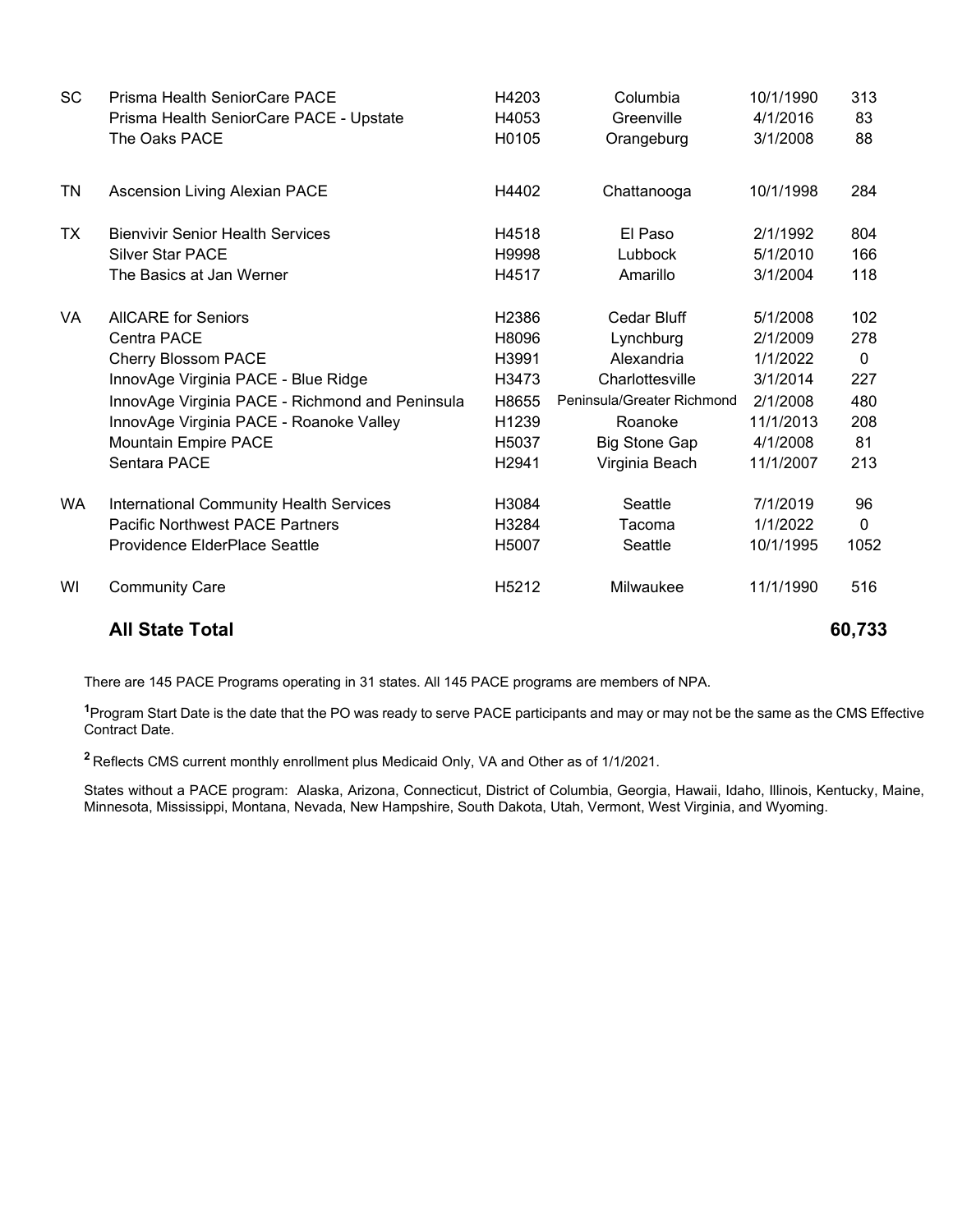| | | | | | |
|---|---|---|---|---|---|
| SC | Prisma Health SeniorCare PACE | H4203 | Columbia | 10/1/1990 | 313 |
| | Prisma Health SeniorCare PACE - Upstate | H4053 | Greenville | 4/1/2016 | 83 |
| | The Oaks PACE | H0105 | Orangeburg | 3/1/2008 | 88 |
| TN | Ascension Living Alexian PACE | H4402 | Chattanooga | 10/1/1998 | 284 |
| TX | Bienvivir Senior Health Services | H4518 | El Paso | 2/1/1992 | 804 |
| | Silver Star PACE | H9998 | Lubbock | 5/1/2010 | 166 |
| | The Basics at Jan Werner | H4517 | Amarillo | 3/1/2004 | 118 |
| VA | AllCARE for Seniors | H2386 | Cedar Bluff | 5/1/2008 | 102 |
| | Centra PACE | H8096 | Lynchburg | 2/1/2009 | 278 |
| | Cherry Blossom PACE | H3991 | Alexandria | 1/1/2022 | 0 |
| | InnovAge Virginia PACE - Blue Ridge | H3473 | Charlottesville | 3/1/2014 | 227 |
| | InnovAge Virginia PACE - Richmond and Peninsula | H8655 | Peninsula/Greater Richmond | 2/1/2008 | 480 |
| | InnovAge Virginia PACE - Roanoke Valley | H1239 | Roanoke | 11/1/2013 | 208 |
| | Mountain Empire PACE | H5037 | Big Stone Gap | 4/1/2008 | 81 |
| | Sentara PACE | H2941 | Virginia Beach | 11/1/2007 | 213 |
| WA | International Community Health Services | H3084 | Seattle | 7/1/2019 | 96 |
| | Pacific Northwest PACE Partners | H3284 | Tacoma | 1/1/2022 | 0 |
| | Providence ElderPlace Seattle | H5007 | Seattle | 10/1/1995 | 1052 |
| WI | Community Care | H5212 | Milwaukee | 11/1/1990 | 516 |
| | **All State Total** | | | | **60,733** |

There are 145 PACE Programs operating in 31 states. All 145 PACE programs are members of NPA.

[1]Program Start Date is the date that the PO was ready to serve PACE participants and may or may not be the same as the CMS Effective Contract Date.

[2] Reflects CMS current monthly enrollment plus Medicaid Only, VA and Other as of 1/1/2021.

States without a PACE program: Alaska, Arizona, Connecticut, District of Columbia, Georgia, Hawaii, Idaho, Illinois, Kentucky, Maine, Minnesota, Mississippi, Montana, Nevada, New Hampshire, South Dakota, Utah, Vermont, West Virginia, and Wyoming.